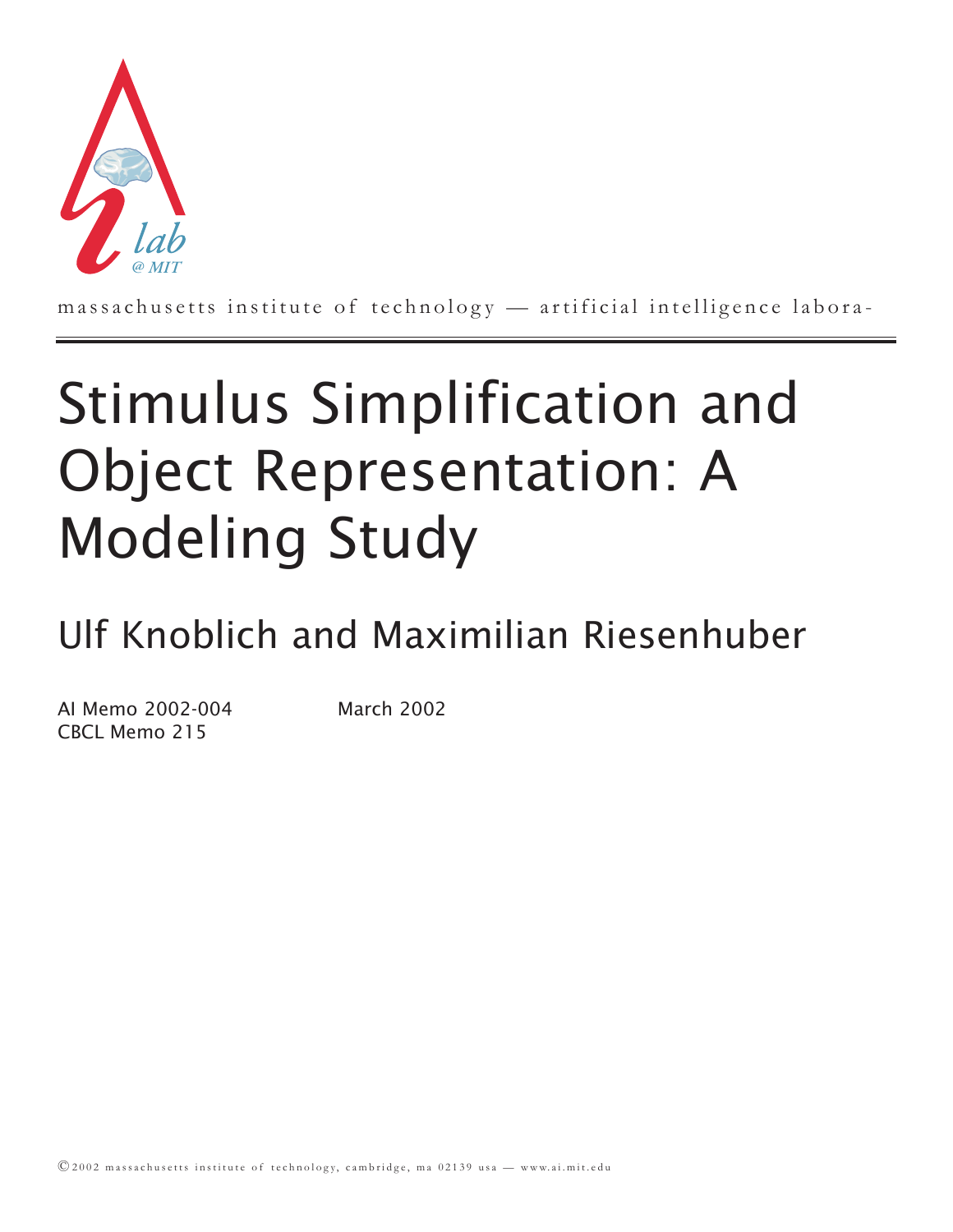massachusetts institute of technology — artificial intelligence labora-

# Stimulus Simplification and Object Representation: A Modeling Study

## Ulf Knoblich and Maximilian Riesenhuber

AI Memo 2002-004
CBCL Memo 215

March 2002

©2002 massachusetts institute of technology, cambridge, ma 02139 usa — www.ai.mit.edu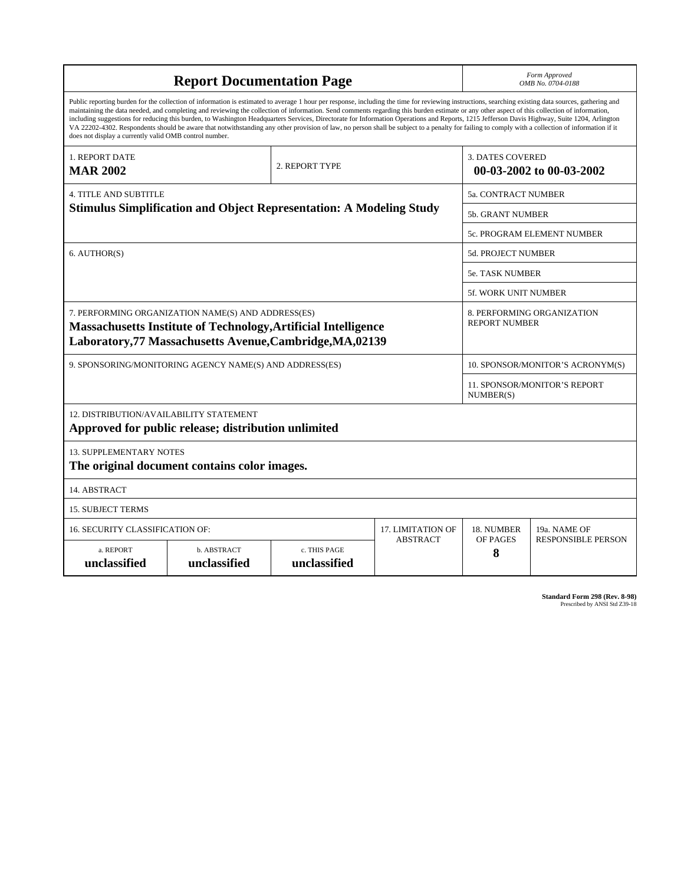# Report Documentation Page

*Form Approved*
*OMB No. 0704-0188*

Public reporting burden for the collection of information is estimated to average 1 hour per response, including the time for reviewing instructions, searching existing data sources, gathering and maintaining the data needed, and completing and reviewing the collection of information. Send comments regarding this burden estimate or any other aspect of this collection of information, including suggestions for reducing this burden, to Washington Headquarters Services, Directorate for Information Operations and Reports, 1215 Jefferson Davis Highway, Suite 1204, Arlington VA 22202-4302. Respondents should be aware that notwithstanding any other provision of law, no person shall be subject to a penalty for failing to comply with a collection of information if it does not display a currently valid OMB control number.

| 1. REPORT DATE | 2. REPORT TYPE | 3. DATES COVERED |
|---|---|---|
| **MAR 2002** | | **00-03-2002 to 00-03-2002** |

| 4. TITLE AND SUBTITLE | |
|---|---|
| **Stimulus Simplification and Object Representation: A Modeling Study** | 5a. CONTRACT NUMBER |
| | 5b. GRANT NUMBER |
| | 5c. PROGRAM ELEMENT NUMBER |
| 6. AUTHOR(S) | 5d. PROJECT NUMBER |
| | 5e. TASK NUMBER |
| | 5f. WORK UNIT NUMBER |
| 7. PERFORMING ORGANIZATION NAME(S) AND ADDRESS(ES) **Massachusetts Institute of Technology,Artificial Intelligence Laboratory,77 Massachusetts Avenue,Cambridge,MA,02139** | 8. PERFORMING ORGANIZATION REPORT NUMBER |
| 9. SPONSORING/MONITORING AGENCY NAME(S) AND ADDRESS(ES) | 10. SPONSOR/MONITOR'S ACRONYM(S) |
| | 11. SPONSOR/MONITOR'S REPORT NUMBER(S) |

12. DISTRIBUTION/AVAILABILITY STATEMENT
**Approved for public release; distribution unlimited**

13. SUPPLEMENTARY NOTES
**The original document contains color images.**

14. ABSTRACT

15. SUBJECT TERMS

| 16. SECURITY CLASSIFICATION OF: | | | 17. LIMITATION OF ABSTRACT | 18. NUMBER OF PAGES | 19a. NAME OF RESPONSIBLE PERSON |
|---|---|---|---|---|---|
| a. REPORT | b. ABSTRACT | c. THIS PAGE | | | |
| **unclassified** | **unclassified** | **unclassified** | | **8** | |

**Standard Form 298 (Rev. 8-98)**
Prescribed by ANSI Std Z39-18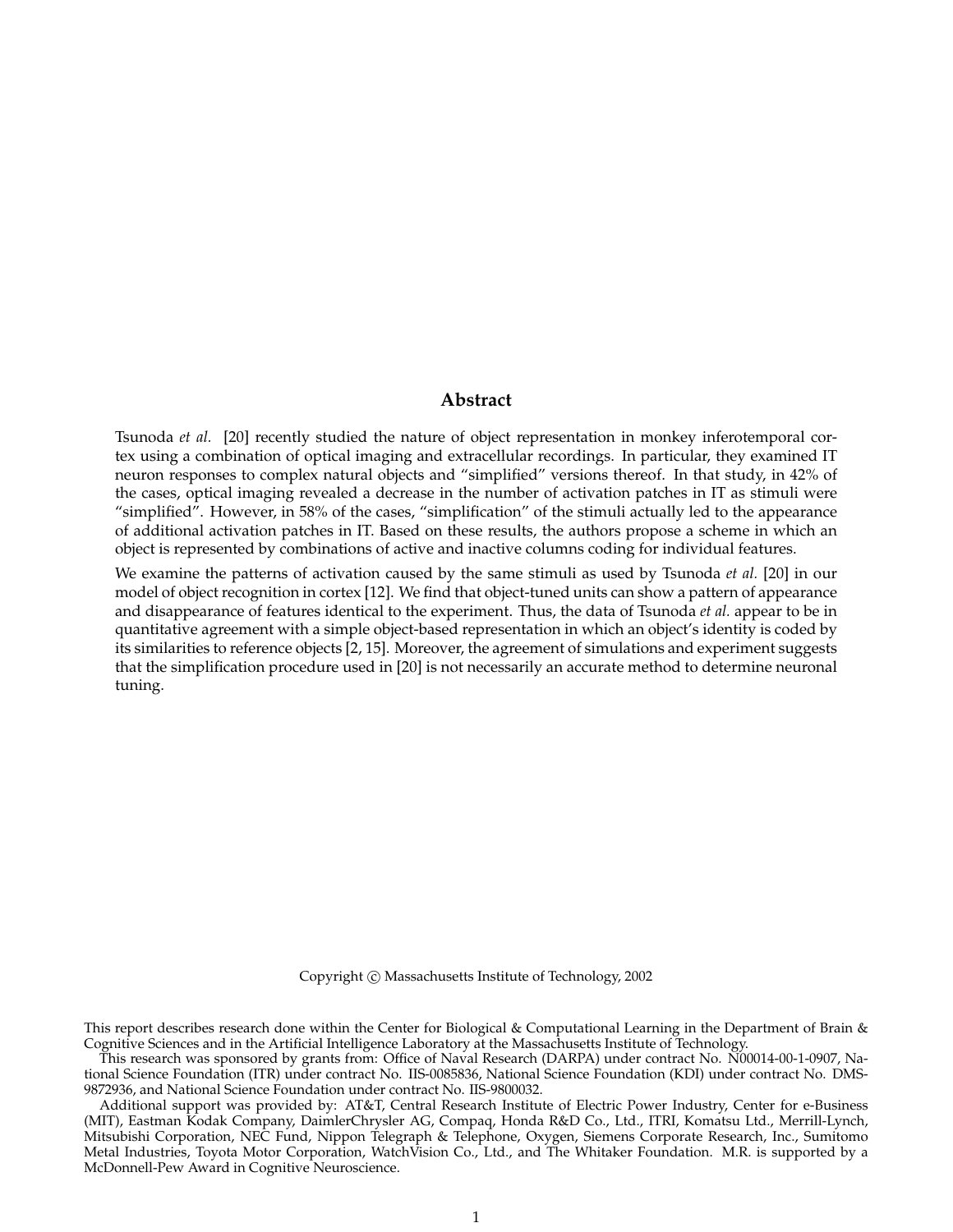## Abstract

Tsunoda *et al.* [20] recently studied the nature of object representation in monkey inferotemporal cortex using a combination of optical imaging and extracellular recordings. In particular, they examined IT neuron responses to complex natural objects and "simplified" versions thereof. In that study, in 42% of the cases, optical imaging revealed a decrease in the number of activation patches in IT as stimuli were "simplified". However, in 58% of the cases, "simplification" of the stimuli actually led to the appearance of additional activation patches in IT. Based on these results, the authors propose a scheme in which an object is represented by combinations of active and inactive columns coding for individual features.

We examine the patterns of activation caused by the same stimuli as used by Tsunoda *et al.* [20] in our model of object recognition in cortex [12]. We find that object-tuned units can show a pattern of appearance and disappearance of features identical to the experiment. Thus, the data of Tsunoda *et al.* appear to be in quantitative agreement with a simple object-based representation in which an object's identity is coded by its similarities to reference objects [2, 15]. Moreover, the agreement of simulations and experiment suggests that the simplification procedure used in [20] is not necessarily an accurate method to determine neuronal tuning.

Copyright © Massachusetts Institute of Technology, 2002

This report describes research done within the Center for Biological & Computational Learning in the Department of Brain & Cognitive Sciences and in the Artificial Intelligence Laboratory at the Massachusetts Institute of Technology.

This research was sponsored by grants from: Office of Naval Research (DARPA) under contract No. N00014-00-1-0907, National Science Foundation (ITR) under contract No. IIS-0085836, National Science Foundation (KDI) under contract No. DMS-9872936, and National Science Foundation under contract No. IIS-9800032.

Additional support was provided by: AT&T, Central Research Institute of Electric Power Industry, Center for e-Business (MIT), Eastman Kodak Company, DaimlerChrysler AG, Compaq, Honda R&D Co., Ltd., ITRI, Komatsu Ltd., Merrill-Lynch, Mitsubishi Corporation, NEC Fund, Nippon Telegraph & Telephone, Oxygen, Siemens Corporate Research, Inc., Sumitomo Metal Industries, Toyota Motor Corporation, WatchVision Co., Ltd., and The Whitaker Foundation. M.R. is supported by a McDonnell-Pew Award in Cognitive Neuroscience.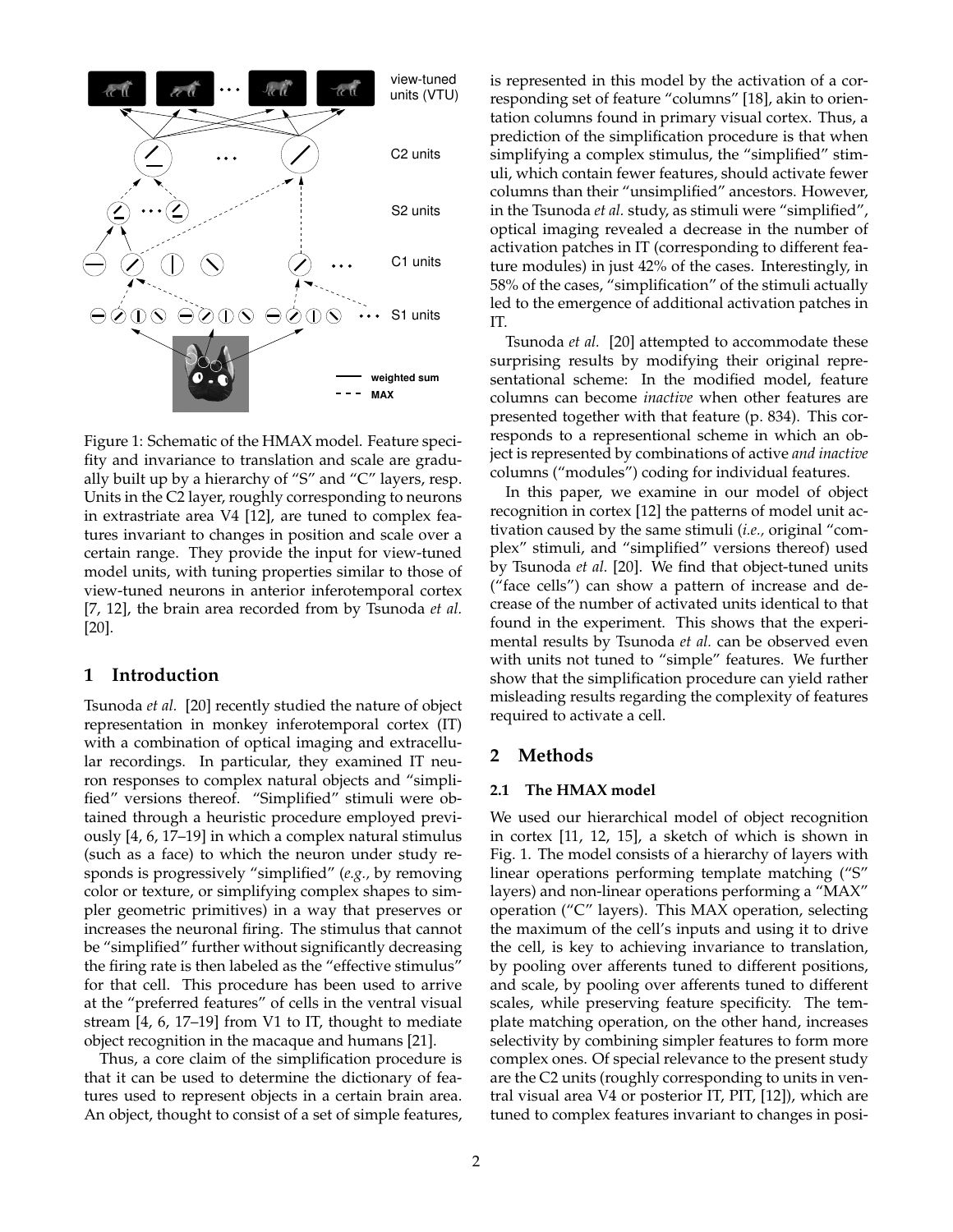Figure 1: Schematic of the HMAX model. Feature specifity and invariance to translation and scale are gradually built up by a hierarchy of "S" and "C" layers, resp. Units in the C2 layer, roughly corresponding to neurons in extrastriate area V4 [12], are tuned to complex features invariant to changes in position and scale over a certain range. They provide the input for view-tuned model units, with tuning properties similar to those of view-tuned neurons in anterior inferotemporal cortex [7, 12], the brain area recorded from by Tsunoda *et al.* [20].

## 1 Introduction

Tsunoda *et al.* [20] recently studied the nature of object representation in monkey inferotemporal cortex (IT) with a combination of optical imaging and extracellular recordings. In particular, they examined IT neuron responses to complex natural objects and "simplified" versions thereof. "Simplified" stimuli were obtained through a heuristic procedure employed previously [4, 6, 17–19] in which a complex natural stimulus (such as a face) to which the neuron under study responds is progressively "simplified" (*e.g.,* by removing color or texture, or simplifying complex shapes to simpler geometric primitives) in a way that preserves or increases the neuronal firing. The stimulus that cannot be "simplified" further without significantly decreasing the firing rate is then labeled as the "effective stimulus" for that cell. This procedure has been used to arrive at the "preferred features" of cells in the ventral visual stream [4, 6, 17–19] from V1 to IT, thought to mediate object recognition in the macaque and humans [21].

Thus, a core claim of the simplification procedure is that it can be used to determine the dictionary of features used to represent objects in a certain brain area. An object, thought to consist of a set of simple features, is represented in this model by the activation of a corresponding set of feature "columns" [18], akin to orientation columns found in primary visual cortex. Thus, a prediction of the simplification procedure is that when simplifying a complex stimulus, the "simplified" stimuli, which contain fewer features, should activate fewer columns than their "unsimplified" ancestors. However, in the Tsunoda *et al.* study, as stimuli were "simplified", optical imaging revealed a decrease in the number of activation patches in IT (corresponding to different feature modules) in just 42% of the cases. Interestingly, in 58% of the cases, "simplification" of the stimuli actually led to the emergence of additional activation patches in IT.

Tsunoda *et al.* [20] attempted to accommodate these surprising results by modifying their original representational scheme: In the modified model, feature columns can become *inactive* when other features are presented together with that feature (p. 834). This corresponds to a representional scheme in which an object is represented by combinations of active *and inactive* columns ("modules") coding for individual features.

In this paper, we examine in our model of object recognition in cortex [12] the patterns of model unit activation caused by the same stimuli (*i.e.,* original "complex" stimuli, and "simplified" versions thereof) used by Tsunoda *et al.* [20]. We find that object-tuned units ("face cells") can show a pattern of increase and decrease of the number of activated units identical to that found in the experiment. This shows that the experimental results by Tsunoda *et al.* can be observed even with units not tuned to "simple" features. We further show that the simplification procedure can yield rather misleading results regarding the complexity of features required to activate a cell.

## 2 Methods

### 2.1 The HMAX model

We used our hierarchical model of object recognition in cortex [11, 12, 15], a sketch of which is shown in Fig. 1. The model consists of a hierarchy of layers with linear operations performing template matching ("S" layers) and non-linear operations performing a "MAX" operation ("C" layers). This MAX operation, selecting the maximum of the cell's inputs and using it to drive the cell, is key to achieving invariance to translation, by pooling over afferents tuned to different positions, and scale, by pooling over afferents tuned to different scales, while preserving feature specificity. The template matching operation, on the other hand, increases selectivity by combining simpler features to form more complex ones. Of special relevance to the present study are the C2 units (roughly corresponding to units in ventral visual area V4 or posterior IT, PIT, [12]), which are tuned to complex features invariant to changes in posi-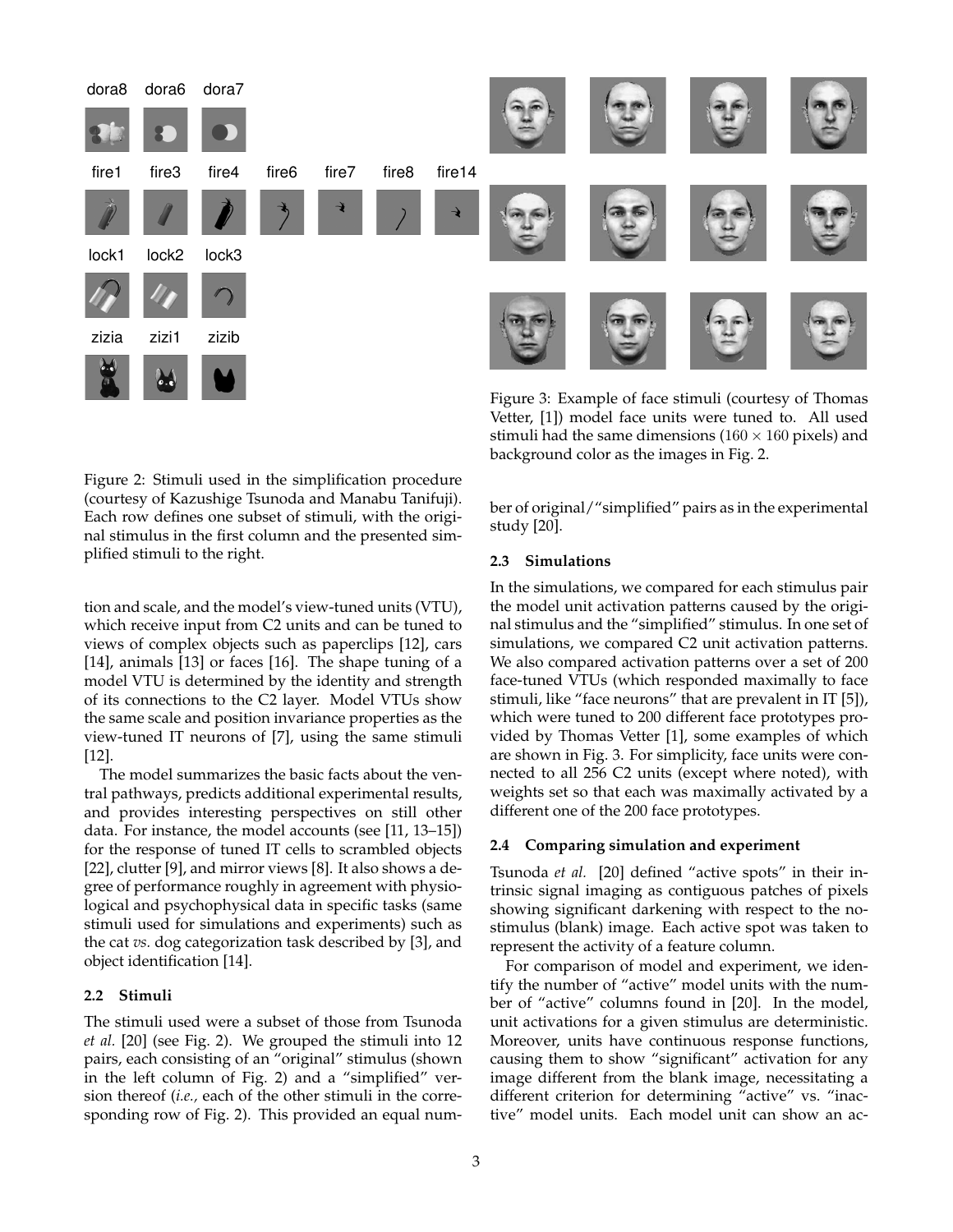dora8 dora6 dora7

fire1 fire3 fire4 fire6 fire7 fire8 fire14

lock1 lock2 lock3

zizia zizi1 zizib

Figure 2: Stimuli used in the simplification procedure (courtesy of Kazushige Tsunoda and Manabu Tanifuji). Each row defines one subset of stimuli, with the original stimulus in the first column and the presented simplified stimuli to the right.

Figure 3: Example of face stimuli (courtesy of Thomas Vetter, [1]) model face units were tuned to. All used stimuli had the same dimensions ($160 \times 160$ pixels) and background color as the images in Fig. 2.

tion and scale, and the model's view-tuned units (VTU), which receive input from C2 units and can be tuned to views of complex objects such as paperclips [12], cars [14], animals [13] or faces [16]. The shape tuning of a model VTU is determined by the identity and strength of its connections to the C2 layer. Model VTUs show the same scale and position invariance properties as the view-tuned IT neurons of [7], using the same stimuli [12].

The model summarizes the basic facts about the ventral pathways, predicts additional experimental results, and provides interesting perspectives on still other data. For instance, the model accounts (see [11, 13–15]) for the response of tuned IT cells to scrambled objects [22], clutter [9], and mirror views [8]. It also shows a degree of performance roughly in agreement with physiological and psychophysical data in specific tasks (same stimuli used for simulations and experiments) such as the cat *vs.* dog categorization task described by [3], and object identification [14].

### 2.2 Stimuli

The stimuli used were a subset of those from Tsunoda *et al.* [20] (see Fig. 2). We grouped the stimuli into 12 pairs, each consisting of an "original" stimulus (shown in the left column of Fig. 2) and a "simplified" version thereof (*i.e.,* each of the other stimuli in the corresponding row of Fig. 2). This provided an equal number of original/"simplified" pairs as in the experimental study [20].

### 2.3 Simulations

In the simulations, we compared for each stimulus pair the model unit activation patterns caused by the original stimulus and the "simplified" stimulus. In one set of simulations, we compared C2 unit activation patterns. We also compared activation patterns over a set of 200 face-tuned VTUs (which responded maximally to face stimuli, like "face neurons" that are prevalent in IT [5]), which were tuned to 200 different face prototypes provided by Thomas Vetter [1], some examples of which are shown in Fig. 3. For simplicity, face units were connected to all 256 C2 units (except where noted), with weights set so that each was maximally activated by a different one of the 200 face prototypes.

### 2.4 Comparing simulation and experiment

Tsunoda *et al.* [20] defined "active spots" in their intrinsic signal imaging as contiguous patches of pixels showing significant darkening with respect to the no-stimulus (blank) image. Each active spot was taken to represent the activity of a feature column.

For comparison of model and experiment, we identify the number of "active" model units with the number of "active" columns found in [20]. In the model, unit activations for a given stimulus are deterministic. Moreover, units have continuous response functions, causing them to show "significant" activation for any image different from the blank image, necessitating a different criterion for determining "active" vs. "inactive" model units. Each model unit can show an ac-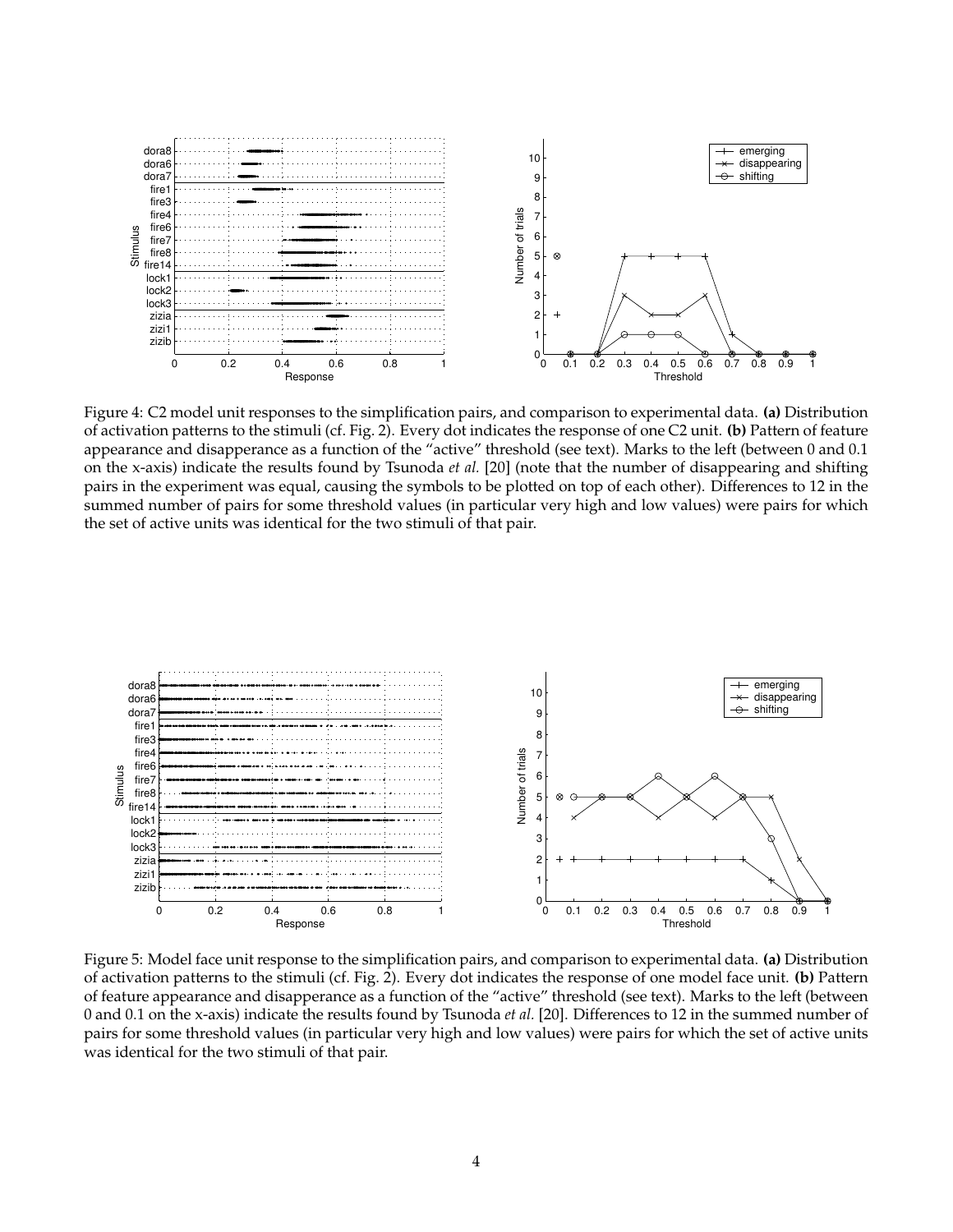Figure 4: C2 model unit responses to the simplification pairs, and comparison to experimental data. **(a)** Distribution of activation patterns to the stimuli (cf. Fig. 2). Every dot indicates the response of one C2 unit. **(b)** Pattern of feature appearance and disapperance as a function of the "active" threshold (see text). Marks to the left (between 0 and 0.1 on the x-axis) indicate the results found by Tsunoda *et al.* [20] (note that the number of disappearing and shifting pairs in the experiment was equal, causing the symbols to be plotted on top of each other). Differences to 12 in the summed number of pairs for some threshold values (in particular very high and low values) were pairs for which the set of active units was identical for the two stimuli of that pair.

Figure 5: Model face unit response to the simplification pairs, and comparison to experimental data. **(a)** Distribution of activation patterns to the stimuli (cf. Fig. 2). Every dot indicates the response of one model face unit. **(b)** Pattern of feature appearance and disapperance as a function of the "active" threshold (see text). Marks to the left (between 0 and 0.1 on the x-axis) indicate the results found by Tsunoda *et al.* [20]. Differences to 12 in the summed number of pairs for some threshold values (in particular very high and low values) were pairs for which the set of active units was identical for the two stimuli of that pair.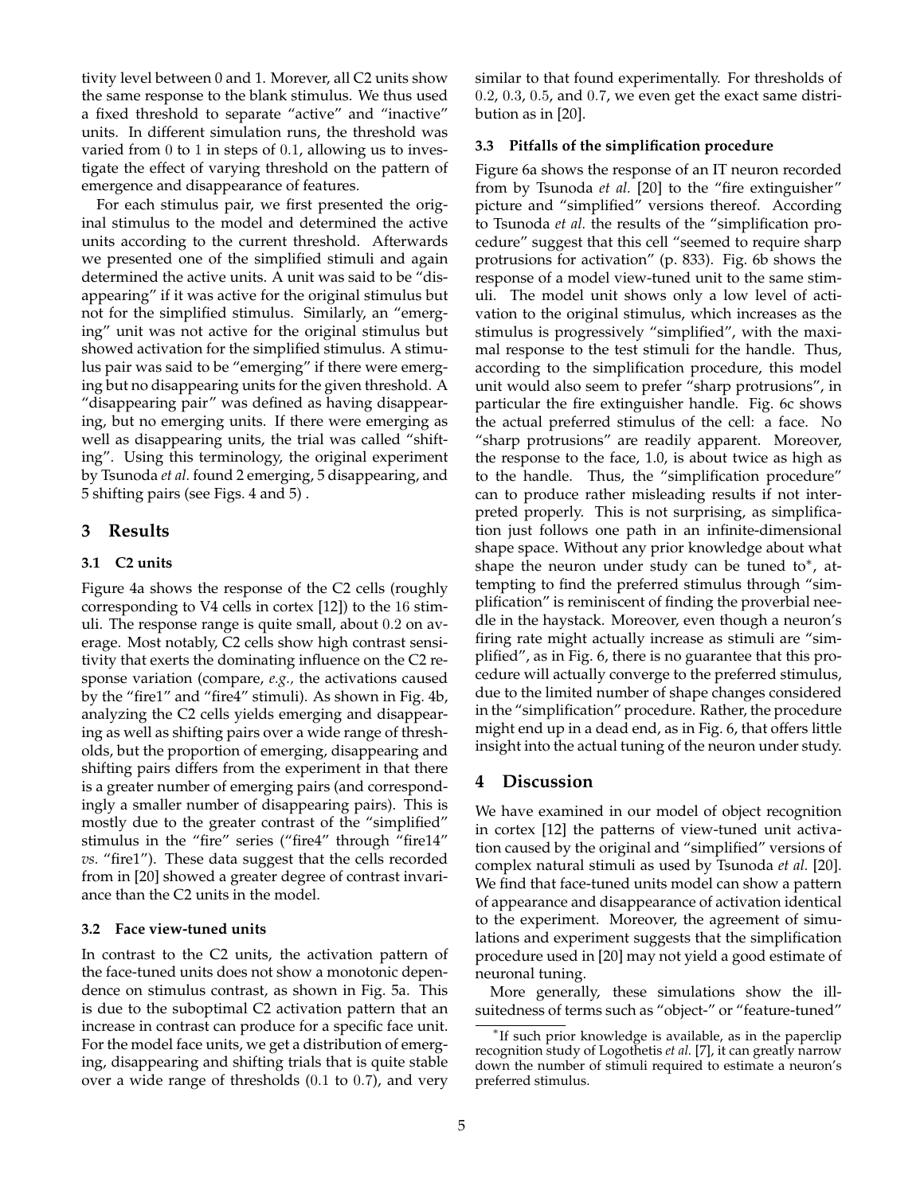tivity level between 0 and 1. Morever, all C2 units show the same response to the blank stimulus. We thus used a fixed threshold to separate "active" and "inactive" units. In different simulation runs, the threshold was varied from 0 to 1 in steps of 0.1, allowing us to investigate the effect of varying threshold on the pattern of emergence and disappearance of features.

For each stimulus pair, we first presented the original stimulus to the model and determined the active units according to the current threshold. Afterwards we presented one of the simplified stimuli and again determined the active units. A unit was said to be "disappearing" if it was active for the original stimulus but not for the simplified stimulus. Similarly, an "emerging" unit was not active for the original stimulus but showed activation for the simplified stimulus. A stimulus pair was said to be "emerging" if there were emerging but no disappearing units for the given threshold. A "disappearing pair" was defined as having disappearing, but no emerging units. If there were emerging as well as disappearing units, the trial was called "shifting". Using this terminology, the original experiment by Tsunoda *et al.* found 2 emerging, 5 disappearing, and 5 shifting pairs (see Figs. 4 and 5) .

## 3 Results

### 3.1 C2 units

Figure 4a shows the response of the C2 cells (roughly corresponding to V4 cells in cortex [12]) to the 16 stimuli. The response range is quite small, about 0.2 on average. Most notably, C2 cells show high contrast sensitivity that exerts the dominating influence on the C2 response variation (compare, *e.g.,* the activations caused by the "fire1" and "fire4" stimuli). As shown in Fig. 4b, analyzing the C2 cells yields emerging and disappearing as well as shifting pairs over a wide range of thresholds, but the proportion of emerging, disappearing and shifting pairs differs from the experiment in that there is a greater number of emerging pairs (and correspondingly a smaller number of disappearing pairs). This is mostly due to the greater contrast of the "simplified" stimulus in the "fire" series ("fire4" through "fire14" *vs.* "fire1"). These data suggest that the cells recorded from in [20] showed a greater degree of contrast invariance than the C2 units in the model.

### 3.2 Face view-tuned units

In contrast to the C2 units, the activation pattern of the face-tuned units does not show a monotonic dependence on stimulus contrast, as shown in Fig. 5a. This is due to the suboptimal C2 activation pattern that an increase in contrast can produce for a specific face unit. For the model face units, we get a distribution of emerging, disappearing and shifting trials that is quite stable over a wide range of thresholds (0.1 to 0.7), and very similar to that found experimentally. For thresholds of 0.2, 0.3, 0.5, and 0.7, we even get the exact same distribution as in [20].

### 3.3 Pitfalls of the simplification procedure

Figure 6a shows the response of an IT neuron recorded from by Tsunoda *et al.* [20] to the "fire extinguisher" picture and "simplified" versions thereof. According to Tsunoda *et al.* the results of the "simplification procedure" suggest that this cell "seemed to require sharp protrusions for activation" (p. 833). Fig. 6b shows the response of a model view-tuned unit to the same stimuli. The model unit shows only a low level of activation to the original stimulus, which increases as the stimulus is progressively "simplified", with the maximal response to the test stimuli for the handle. Thus, according to the simplification procedure, this model unit would also seem to prefer "sharp protrusions", in particular the fire extinguisher handle. Fig. 6c shows the actual preferred stimulus of the cell: a face. No "sharp protrusions" are readily apparent. Moreover, the response to the face, 1.0, is about twice as high as to the handle. Thus, the "simplification procedure" can to produce rather misleading results if not interpreted properly. This is not surprising, as simplification just follows one path in an infinite-dimensional shape space. Without any prior knowledge about what shape the neuron under study can be tuned to*, attempting to find the preferred stimulus through "simplification" is reminiscent of finding the proverbial needle in the haystack. Moreover, even though a neuron's firing rate might actually increase as stimuli are "simplified", as in Fig. 6, there is no guarantee that this procedure will actually converge to the preferred stimulus, due to the limited number of shape changes considered in the "simplification" procedure. Rather, the procedure might end up in a dead end, as in Fig. 6, that offers little insight into the actual tuning of the neuron under study.

## 4 Discussion

We have examined in our model of object recognition in cortex [12] the patterns of view-tuned unit activation caused by the original and "simplified" versions of complex natural stimuli as used by Tsunoda *et al.* [20]. We find that face-tuned units model can show a pattern of appearance and disappearance of activation identical to the experiment. Moreover, the agreement of simulations and experiment suggests that the simplification procedure used in [20] may not yield a good estimate of neuronal tuning.

More generally, these simulations show the ill-suitedness of terms such as "object-" or "feature-tuned"

*If such prior knowledge is available, as in the paperclip recognition study of Logothetis *et al.* [7], it can greatly narrow down the number of stimuli required to estimate a neuron's preferred stimulus.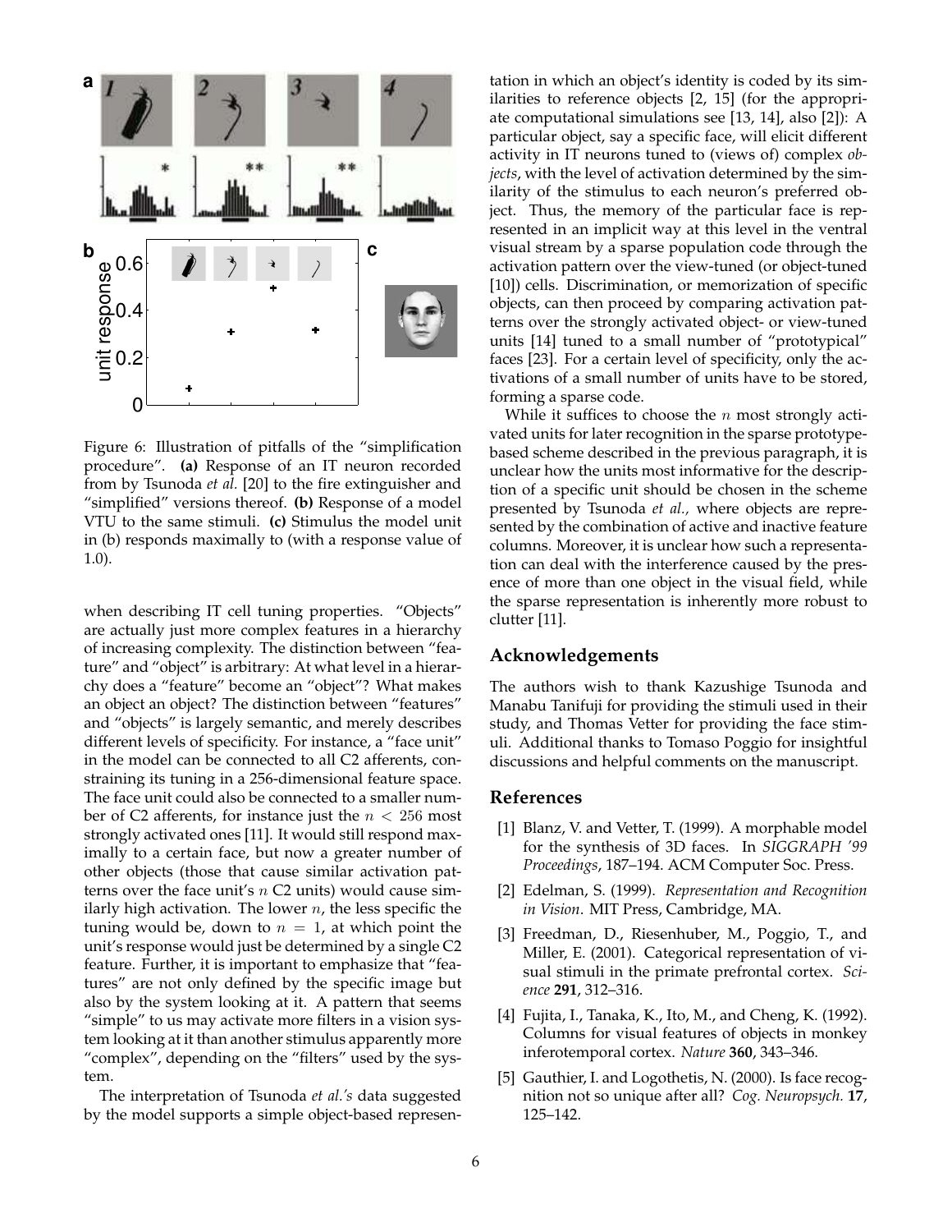Figure 6: Illustration of pitfalls of the "simplification procedure". **(a)** Response of an IT neuron recorded from by Tsunoda *et al.* [20] to the fire extinguisher and "simplified" versions thereof. **(b)** Response of a model VTU to the same stimuli. **(c)** Stimulus the model unit in (b) responds maximally to (with a response value of 1.0).

when describing IT cell tuning properties. "Objects" are actually just more complex features in a hierarchy of increasing complexity. The distinction between "feature" and "object" is arbitrary: At what level in a hierarchy does a "feature" become an "object"? What makes an object an object? The distinction between "features" and "objects" is largely semantic, and merely describes different levels of specificity. For instance, a "face unit" in the model can be connected to all C2 afferents, constraining its tuning in a 256-dimensional feature space. The face unit could also be connected to a smaller number of C2 afferents, for instance just the $n < 256$ most strongly activated ones [11]. It would still respond maximally to a certain face, but now a greater number of other objects (those that cause similar activation patterns over the face unit's $n$ C2 units) would cause similarly high activation. The lower $n$, the less specific the tuning would be, down to $n = 1$, at which point the unit's response would just be determined by a single C2 feature. Further, it is important to emphasize that "features" are not only defined by the specific image but also by the system looking at it. A pattern that seems "simple" to us may activate more filters in a vision system looking at it than another stimulus apparently more "complex", depending on the "filters" used by the system.

The interpretation of Tsunoda *et al.'s* data suggested by the model supports a simple object-based representation in which an object's identity is coded by its similarities to reference objects [2, 15] (for the appropriate computational simulations see [13, 14], also [2]): A particular object, say a specific face, will elicit different activity in IT neurons tuned to (views of) complex *objects*, with the level of activation determined by the similarity of the stimulus to each neuron's preferred object. Thus, the memory of the particular face is represented in an implicit way at this level in the ventral visual stream by a sparse population code through the activation pattern over the view-tuned (or object-tuned [10]) cells. Discrimination, or memorization of specific objects, can then proceed by comparing activation patterns over the strongly activated object- or view-tuned units [14] tuned to a small number of "prototypical" faces [23]. For a certain level of specificity, only the activations of a small number of units have to be stored, forming a sparse code.

While it suffices to choose the $n$ most strongly activated units for later recognition in the sparse prototype-based scheme described in the previous paragraph, it is unclear how the units most informative for the description of a specific unit should be chosen in the scheme presented by Tsunoda *et al.,* where objects are represented by the combination of active and inactive feature columns. Moreover, it is unclear how such a representation can deal with the interference caused by the presence of more than one object in the visual field, while the sparse representation is inherently more robust to clutter [11].

## Acknowledgements

The authors wish to thank Kazushige Tsunoda and Manabu Tanifuji for providing the stimuli used in their study, and Thomas Vetter for providing the face stimuli. Additional thanks to Tomaso Poggio for insightful discussions and helpful comments on the manuscript.

## References

[1] Blanz, V. and Vetter, T. (1999). A morphable model for the synthesis of 3D faces. In *SIGGRAPH '99 Proceedings*, 187–194. ACM Computer Soc. Press.

[2] Edelman, S. (1999). *Representation and Recognition in Vision*. MIT Press, Cambridge, MA.

[3] Freedman, D., Riesenhuber, M., Poggio, T., and Miller, E. (2001). Categorical representation of visual stimuli in the primate prefrontal cortex. *Science* **291**, 312–316.

[4] Fujita, I., Tanaka, K., Ito, M., and Cheng, K. (1992). Columns for visual features of objects in monkey inferotemporal cortex. *Nature* **360**, 343–346.

[5] Gauthier, I. and Logothetis, N. (2000). Is face recognition not so unique after all? *Cog. Neuropsych.* **17**, 125–142.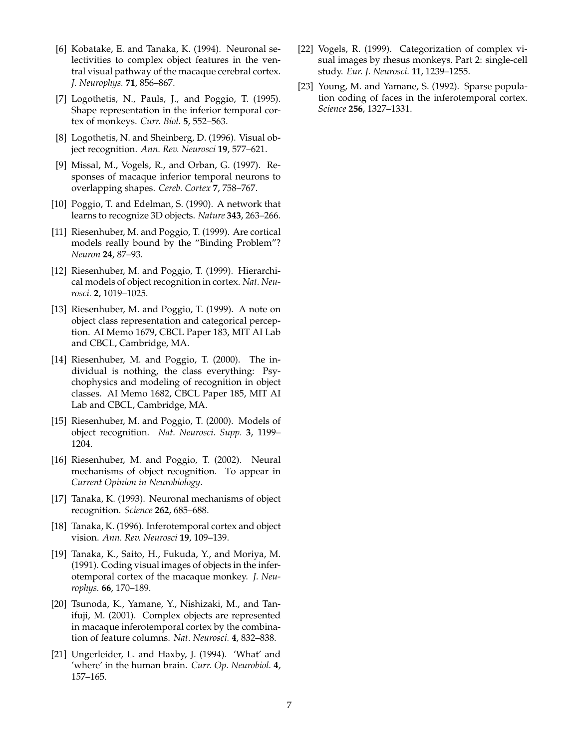[6] Kobatake, E. and Tanaka, K. (1994). Neuronal selectivities to complex object features in the ventral visual pathway of the macaque cerebral cortex. *J. Neurophys.* **71**, 856–867.

[7] Logothetis, N., Pauls, J., and Poggio, T. (1995). Shape representation in the inferior temporal cortex of monkeys. *Curr. Biol.* **5**, 552–563.

[8] Logothetis, N. and Sheinberg, D. (1996). Visual object recognition. *Ann. Rev. Neurosci* **19**, 577–621.

[9] Missal, M., Vogels, R., and Orban, G. (1997). Responses of macaque inferior temporal neurons to overlapping shapes. *Cereb. Cortex* **7**, 758–767.

[10] Poggio, T. and Edelman, S. (1990). A network that learns to recognize 3D objects. *Nature* **343**, 263–266.

[11] Riesenhuber, M. and Poggio, T. (1999). Are cortical models really bound by the "Binding Problem"? *Neuron* **24**, 87–93.

[12] Riesenhuber, M. and Poggio, T. (1999). Hierarchical models of object recognition in cortex. *Nat. Neurosci.* **2**, 1019–1025.

[13] Riesenhuber, M. and Poggio, T. (1999). A note on object class representation and categorical perception. AI Memo 1679, CBCL Paper 183, MIT AI Lab and CBCL, Cambridge, MA.

[14] Riesenhuber, M. and Poggio, T. (2000). The individual is nothing, the class everything: Psychophysics and modeling of recognition in object classes. AI Memo 1682, CBCL Paper 185, MIT AI Lab and CBCL, Cambridge, MA.

[15] Riesenhuber, M. and Poggio, T. (2000). Models of object recognition. *Nat. Neurosci. Supp.* **3**, 1199–1204.

[16] Riesenhuber, M. and Poggio, T. (2002). Neural mechanisms of object recognition. To appear in *Current Opinion in Neurobiology*.

[17] Tanaka, K. (1993). Neuronal mechanisms of object recognition. *Science* **262**, 685–688.

[18] Tanaka, K. (1996). Inferotemporal cortex and object vision. *Ann. Rev. Neurosci* **19**, 109–139.

[19] Tanaka, K., Saito, H., Fukuda, Y., and Moriya, M. (1991). Coding visual images of objects in the inferotemporal cortex of the macaque monkey. *J. Neurophys.* **66**, 170–189.

[20] Tsunoda, K., Yamane, Y., Nishizaki, M., and Tanifuji, M. (2001). Complex objects are represented in macaque inferotemporal cortex by the combination of feature columns. *Nat. Neurosci.* **4**, 832–838.

[21] Ungerleider, L. and Haxby, J. (1994). 'What' and 'where' in the human brain. *Curr. Op. Neurobiol.* **4**, 157–165.

[22] Vogels, R. (1999). Categorization of complex visual images by rhesus monkeys. Part 2: single-cell study. *Eur. J. Neurosci.* **11**, 1239–1255.

[23] Young, M. and Yamane, S. (1992). Sparse population coding of faces in the inferotemporal cortex. *Science* **256**, 1327–1331.